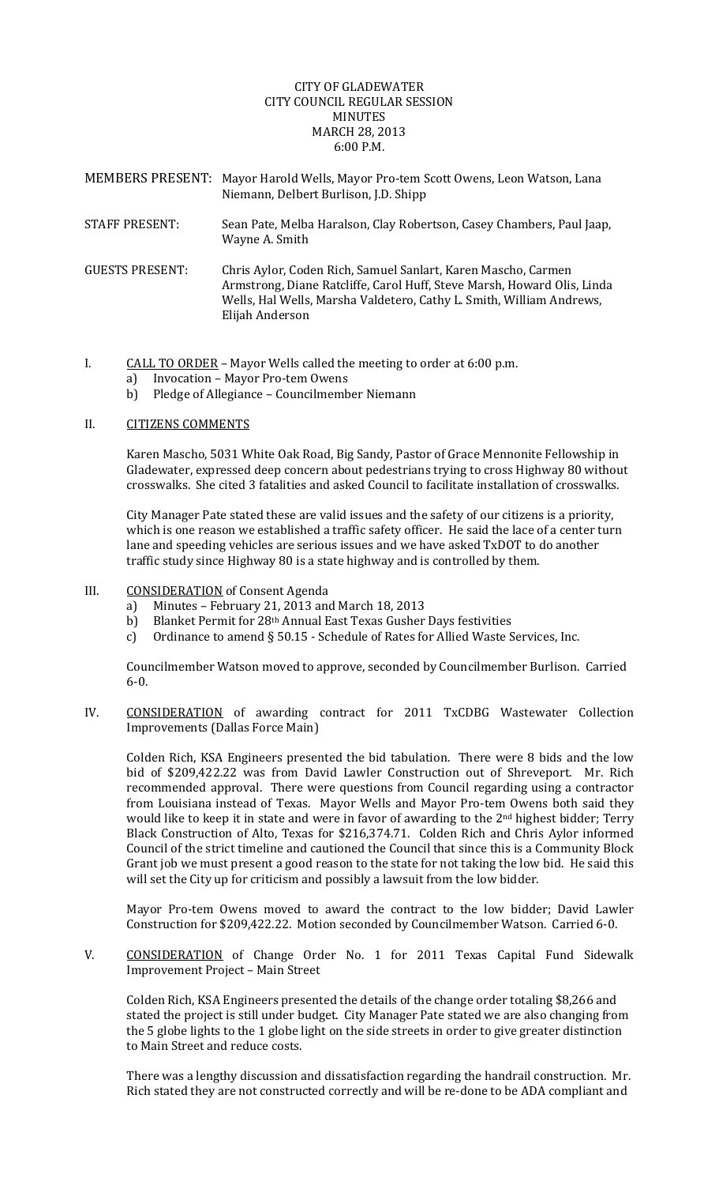# CITY OF GLADEWATER
## CITY COUNCIL REGULAR SESSION
## MINUTES
## MARCH 28, 2013
## 6:00 P.M.

MEMBERS PRESENT: Mayor Harold Wells, Mayor Pro-tem Scott Owens, Leon Watson, Lana Niemann, Delbert Burlison, J.D. Shipp

STAFF PRESENT: Sean Pate, Melba Haralson, Clay Robertson, Casey Chambers, Paul Jaap, Wayne A. Smith

GUESTS PRESENT: Chris Aylor, Coden Rich, Samuel Sanlart, Karen Mascho, Carmen Armstrong, Diane Ratcliffe, Carol Huff, Steve Marsh, Howard Olis, Linda Wells, Hal Wells, Marsha Valdetero, Cathy L. Smith, William Andrews, Elijah Anderson

I. CALL TO ORDER – Mayor Wells called the meeting to order at 6:00 p.m.
   a) Invocation – Mayor Pro-tem Owens
   b) Pledge of Allegiance – Councilmember Niemann

II. CITIZENS COMMENTS

Karen Mascho, 5031 White Oak Road, Big Sandy, Pastor of Grace Mennonite Fellowship in Gladewater, expressed deep concern about pedestrians trying to cross Highway 80 without crosswalks. She cited 3 fatalities and asked Council to facilitate installation of crosswalks.

City Manager Pate stated these are valid issues and the safety of our citizens is a priority, which is one reason we established a traffic safety officer. He said the lace of a center turn lane and speeding vehicles are serious issues and we have asked TxDOT to do another traffic study since Highway 80 is a state highway and is controlled by them.

III. CONSIDERATION of Consent Agenda
   a) Minutes – February 21, 2013 and March 18, 2013
   b) Blanket Permit for 28th Annual East Texas Gusher Days festivities
   c) Ordinance to amend § 50.15 - Schedule of Rates for Allied Waste Services, Inc.

Councilmember Watson moved to approve, seconded by Councilmember Burlison. Carried 6-0.

IV. CONSIDERATION of awarding contract for 2011 TxCDBG Wastewater Collection Improvements (Dallas Force Main)

Colden Rich, KSA Engineers presented the bid tabulation. There were 8 bids and the low bid of $209,422.22 was from David Lawler Construction out of Shreveport. Mr. Rich recommended approval. There were questions from Council regarding using a contractor from Louisiana instead of Texas. Mayor Wells and Mayor Pro-tem Owens both said they would like to keep it in state and were in favor of awarding to the 2nd highest bidder; Terry Black Construction of Alto, Texas for $216,374.71. Colden Rich and Chris Aylor informed Council of the strict timeline and cautioned the Council that since this is a Community Block Grant job we must present a good reason to the state for not taking the low bid. He said this will set the City up for criticism and possibly a lawsuit from the low bidder.

Mayor Pro-tem Owens moved to award the contract to the low bidder; David Lawler Construction for $209,422.22. Motion seconded by Councilmember Watson. Carried 6-0.

V. CONSIDERATION of Change Order No. 1 for 2011 Texas Capital Fund Sidewalk Improvement Project – Main Street

Colden Rich, KSA Engineers presented the details of the change order totaling $8,266 and stated the project is still under budget. City Manager Pate stated we are also changing from the 5 globe lights to the 1 globe light on the side streets in order to give greater distinction to Main Street and reduce costs.

There was a lengthy discussion and dissatisfaction regarding the handrail construction. Mr. Rich stated they are not constructed correctly and will be re-done to be ADA compliant and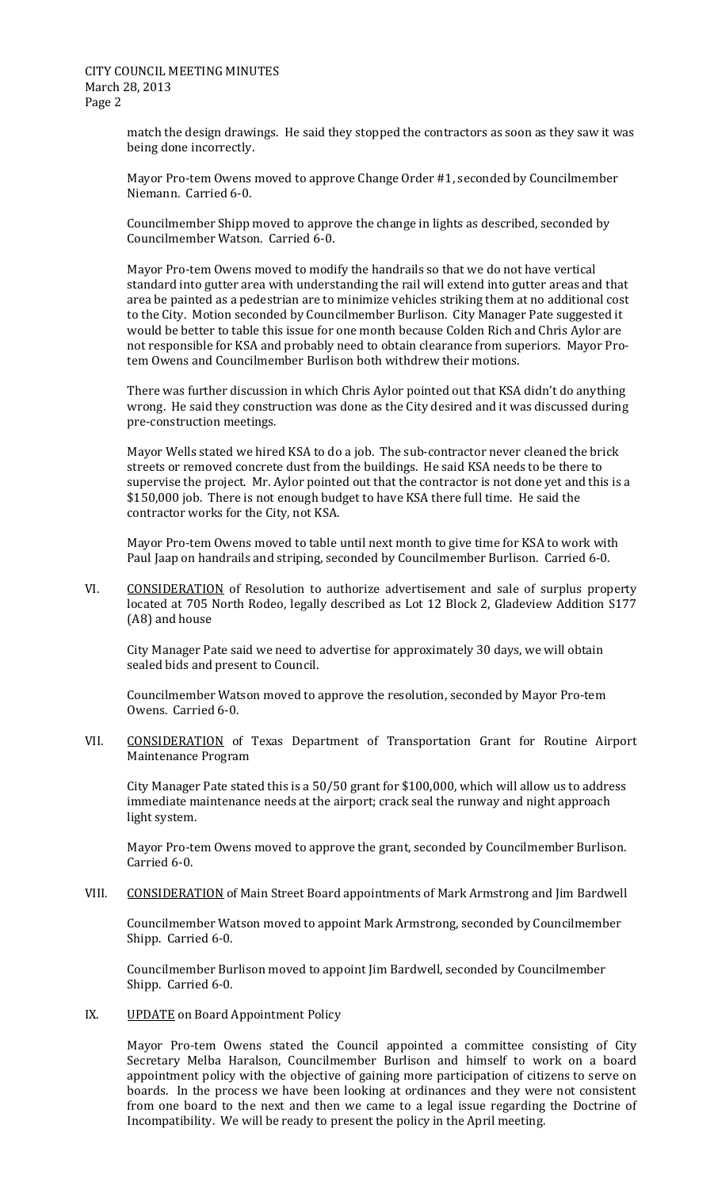match the design drawings. He said they stopped the contractors as soon as they saw it was being done incorrectly.

Mayor Pro-tem Owens moved to approve Change Order #1, seconded by Councilmember Niemann. Carried 6-0.

Councilmember Shipp moved to approve the change in lights as described, seconded by Councilmember Watson. Carried 6-0.

Mayor Pro-tem Owens moved to modify the handrails so that we do not have vertical standard into gutter area with understanding the rail will extend into gutter areas and that area be painted as a pedestrian are to minimize vehicles striking them at no additional cost to the City. Motion seconded by Councilmember Burlison. City Manager Pate suggested it would be better to table this issue for one month because Colden Rich and Chris Aylor are not responsible for KSA and probably need to obtain clearance from superiors. Mayor Pro-tem Owens and Councilmember Burlison both withdrew their motions.

There was further discussion in which Chris Aylor pointed out that KSA didn't do anything wrong. He said they construction was done as the City desired and it was discussed during pre-construction meetings.

Mayor Wells stated we hired KSA to do a job. The sub-contractor never cleaned the brick streets or removed concrete dust from the buildings. He said KSA needs to be there to supervise the project. Mr. Aylor pointed out that the contractor is not done yet and this is a $150,000 job. There is not enough budget to have KSA there full time. He said the contractor works for the City, not KSA.

Mayor Pro-tem Owens moved to table until next month to give time for KSA to work with Paul Jaap on handrails and striping, seconded by Councilmember Burlison. Carried 6-0.

VI. <u>CONSIDERATION</u> of Resolution to authorize advertisement and sale of surplus property located at 705 North Rodeo, legally described as Lot 12 Block 2, Gladeview Addition S177 (A8) and house

City Manager Pate said we need to advertise for approximately 30 days, we will obtain sealed bids and present to Council.

Councilmember Watson moved to approve the resolution, seconded by Mayor Pro-tem Owens. Carried 6-0.

VII. <u>CONSIDERATION</u> of Texas Department of Transportation Grant for Routine Airport Maintenance Program

City Manager Pate stated this is a 50/50 grant for $100,000, which will allow us to address immediate maintenance needs at the airport; crack seal the runway and night approach light system.

Mayor Pro-tem Owens moved to approve the grant, seconded by Councilmember Burlison. Carried 6-0.

VIII. <u>CONSIDERATION</u> of Main Street Board appointments of Mark Armstrong and Jim Bardwell

Councilmember Watson moved to appoint Mark Armstrong, seconded by Councilmember Shipp. Carried 6-0.

Councilmember Burlison moved to appoint Jim Bardwell, seconded by Councilmember Shipp. Carried 6-0.

IX. <u>UPDATE</u> on Board Appointment Policy

Mayor Pro-tem Owens stated the Council appointed a committee consisting of City Secretary Melba Haralson, Councilmember Burlison and himself to work on a board appointment policy with the objective of gaining more participation of citizens to serve on boards. In the process we have been looking at ordinances and they were not consistent from one board to the next and then we came to a legal issue regarding the Doctrine of Incompatibility. We will be ready to present the policy in the April meeting.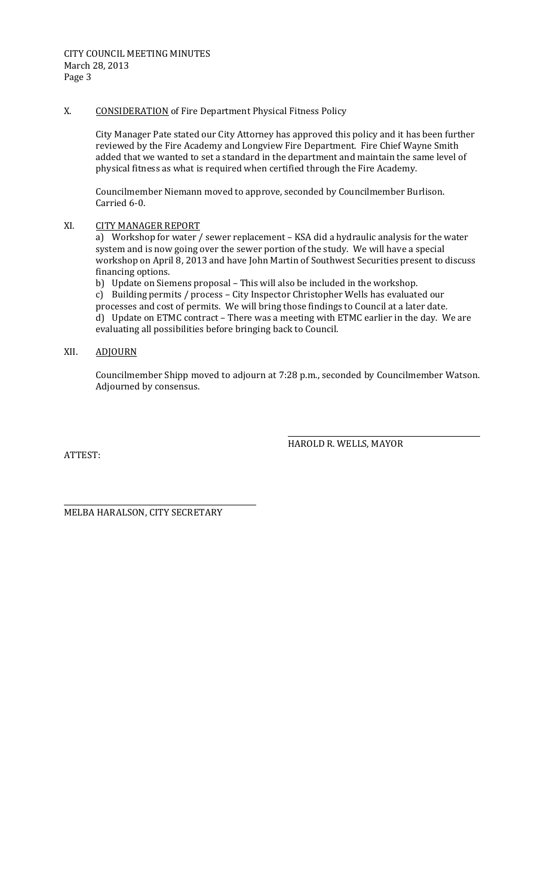## X. CONSIDERATION of Fire Department Physical Fitness Policy

City Manager Pate stated our City Attorney has approved this policy and it has been further reviewed by the Fire Academy and Longview Fire Department. Fire Chief Wayne Smith added that we wanted to set a standard in the department and maintain the same level of physical fitness as what is required when certified through the Fire Academy.

Councilmember Niemann moved to approve, seconded by Councilmember Burlison. Carried 6-0.

## XI. CITY MANAGER REPORT

a) Workshop for water / sewer replacement – KSA did a hydraulic analysis for the water system and is now going over the sewer portion of the study. We will have a special workshop on April 8, 2013 and have John Martin of Southwest Securities present to discuss financing options.

b) Update on Siemens proposal – This will also be included in the workshop.

c) Building permits / process – City Inspector Christopher Wells has evaluated our processes and cost of permits. We will bring those findings to Council at a later date.

d) Update on ETMC contract – There was a meeting with ETMC earlier in the day. We are evaluating all possibilities before bringing back to Council.

## XII. ADJOURN

Councilmember Shipp moved to adjourn at 7:28 p.m., seconded by Councilmember Watson. Adjourned by consensus.

HAROLD R. WELLS, MAYOR

ATTEST:

MELBA HARALSON, CITY SECRETARY